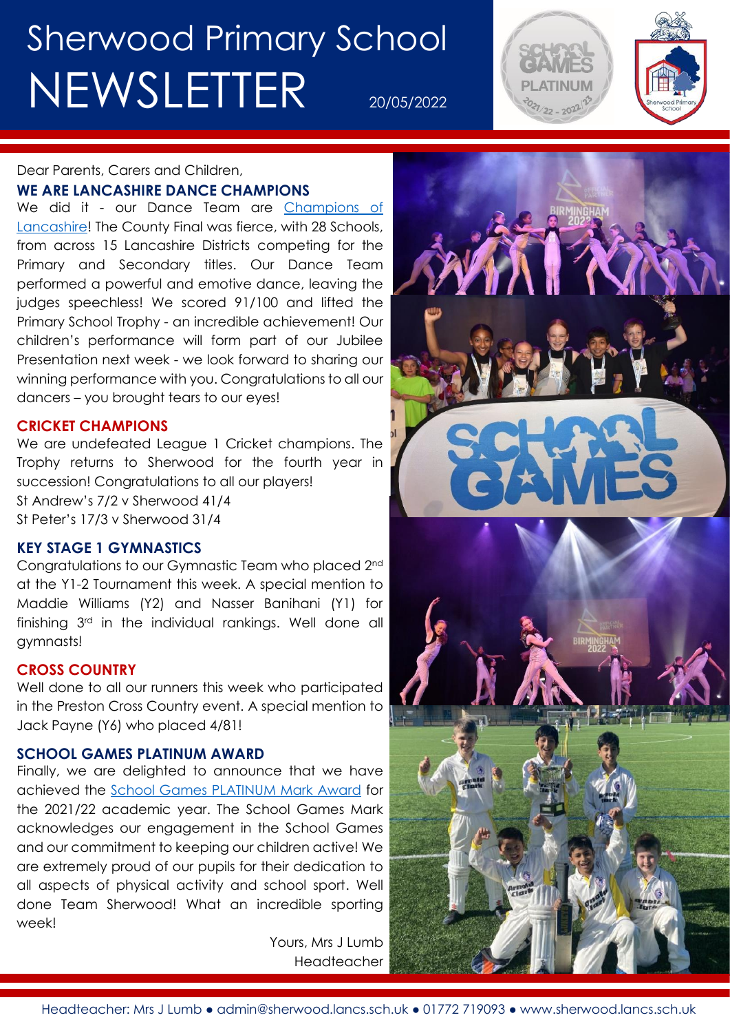# Sherwood Primary School NEWSLETTER

20/05/2022

Dear Parents, Carers and Children,

## WE ARE LANCASHIRE DANCE CHAMPIONS

We did it - our Dance Team are Champions of Lancashire! The County Final was fierce, with 28 Schools, from across 15 Lancashire Districts competing for the Primary and Secondary titles. Our Dance Team performed a powerful and emotive dance, leaving the judges speechless! We scored 91/100 and lifted the Primary School Trophy - an incredible achievement! Our children's performance will form part of our Jubilee Presentation next week - we look forward to sharing our winning performance with you. Congratulations to all our dancers – you brought tears to our eyes!

## CRICKET CHAMPIONS

We are undefeated League 1 Cricket champions. The Trophy returns to Sherwood for the fourth year in succession! Congratulations to all our players!

St Andrew's 7/2 v Sherwood 41/4

St Peter's 17/3 v Sherwood 31/4

## KEY STAGE 1 GYMNASTICS

Congratulations to our Gymnastic Team who placed 2nd at the Y1-2 Tournament this week. A special mention to Maddie Williams (Y2) and Nasser Banihani (Y1) for finishing 3rd in the individual rankings. Well done all gymnasts!

## CROSS COUNTRY

Well done to all our runners this week who participated in the Preston Cross Country event. A special mention to Jack Payne (Y6) who placed 4/81!

## SCHOOL GAMES PLATINUM AWARD

Finally, we are delighted to announce that we have achieved the School Games PLATINUM Mark Award for the 2021/22 academic year. The School Games Mark acknowledges our engagement in the School Games and our commitment to keeping our children active! We are extremely proud of our pupils for their dedication to all aspects of physical activity and school sport. Well done Team Sherwood! What an incredible sporting week!

Yours, Mrs J Lumb
Headteacher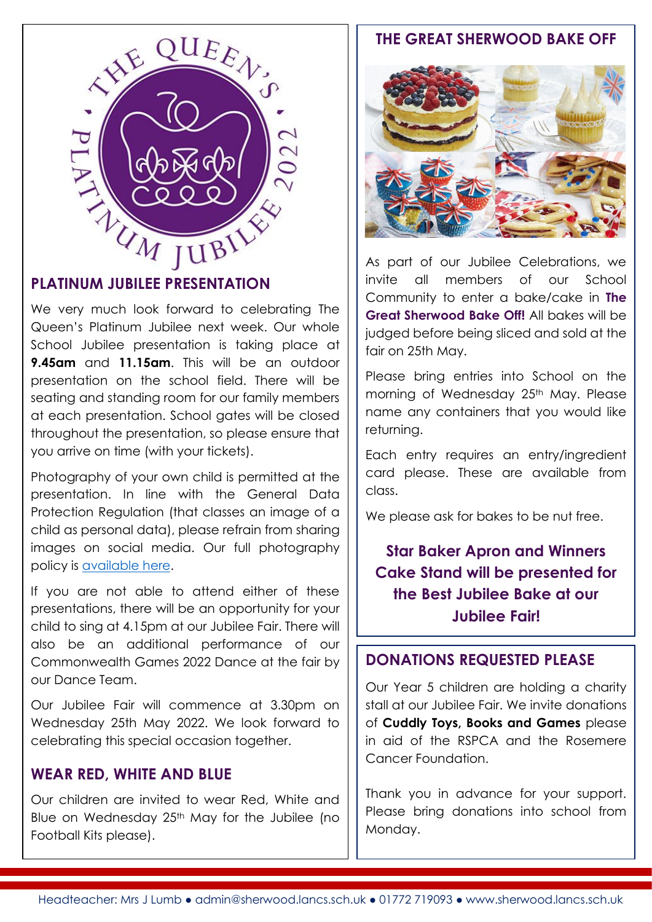## PLATINUM JUBILEE PRESENTATION

We very much look forward to celebrating The Queen's Platinum Jubilee next week. Our whole School Jubilee presentation is taking place at **9.45am** and **11.15am**. This will be an outdoor presentation on the school field. There will be seating and standing room for our family members at each presentation. School gates will be closed throughout the presentation, so please ensure that you arrive on time (with your tickets).

Photography of your own child is permitted at the presentation. In line with the General Data Protection Regulation (that classes an image of a child as personal data), please refrain from sharing images on social media. Our full photography policy is available here.

If you are not able to attend either of these presentations, there will be an opportunity for your child to sing at 4.15pm at our Jubilee Fair. There will also be an additional performance of our Commonwealth Games 2022 Dance at the fair by our Dance Team.

Our Jubilee Fair will commence at 3.30pm on Wednesday 25th May 2022. We look forward to celebrating this special occasion together.

## WEAR RED, WHITE AND BLUE

Our children are invited to wear Red, White and Blue on Wednesday 25th May for the Jubilee (no Football Kits please).

## THE GREAT SHERWOOD BAKE OFF

As part of our Jubilee Celebrations, we invite all members of our School Community to enter a bake/cake in **The Great Sherwood Bake Off!** All bakes will be judged before being sliced and sold at the fair on 25th May.

Please bring entries into School on the morning of Wednesday 25th May. Please name any containers that you would like returning.

Each entry requires an entry/ingredient card please. These are available from class.

We please ask for bakes to be nut free.

**Star Baker Apron and Winners Cake Stand will be presented for the Best Jubilee Bake at our Jubilee Fair!**

## DONATIONS REQUESTED PLEASE

Our Year 5 children are holding a charity stall at our Jubilee Fair. We invite donations of **Cuddly Toys, Books and Games** please in aid of the RSPCA and the Rosemere Cancer Foundation.

Thank you in advance for your support. Please bring donations into school from Monday.

Headteacher: Mrs J Lumb ● admin@sherwood.lancs.sch.uk ● 01772 719093 ● www.sherwood.lancs.sch.uk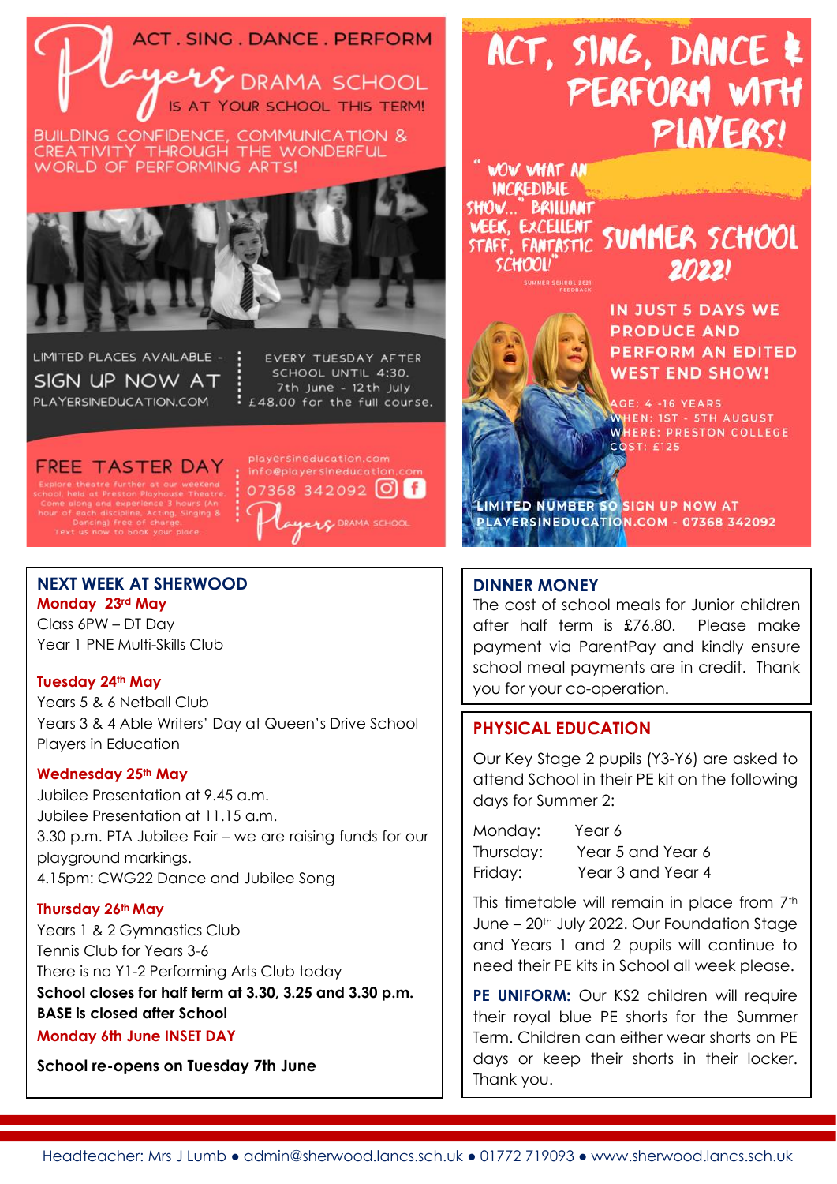ACT . SING . DANCE . PERFORM

# Players DRAMA SCHOOL IS AT YOUR SCHOOL THIS TERM!

BUILDING CONFIDENCE, COMMUNICATION & CREATIVITY THROUGH THE WONDERFUL WORLD OF PERFORMING ARTS!

LIMITED PLACES AVAILABLE – SIGN UP NOW AT PLAYERSINEDUCATION.COM

EVERY TUESDAY AFTER SCHOOL UNTIL 4:30. 7th June - 12th July £48.00 for the full course.

FREE TASTER DAY

Explore theatre further at our weekend school, held at Preston Playhouse Theatre. Come along and experience 3 hours (An hour of each discipline, Acting, Singing & Dancing) free of charge. Text us now to book your place.

playersineducation.com
info@playersineducation.com
07368 342092

Players DRAMA SCHOOL

# ACT, SING, DANCE & PERFORM WITH PLAYERS!

"WOW WHAT AN INCREDIBLE SHOW..." BRILLIANT WEEK, EXCELLENT STAFF, FANTASTIC SCHOOL"

SUMMER SCHOOL 2021 FEEDBACK

SUMMER SCHOOL 2022!

IN JUST 5 DAYS WE PRODUCE AND PERFORM AN EDITED WEST END SHOW!

AGE: 4 -16 YEARS
WHEN: 1ST - 5TH AUGUST
WHERE: PRESTON COLLEGE
COST: £125

LIMITED NUMBER SO SIGN UP NOW AT PLAYERSINEDUCATION.COM - 07368 342092

## NEXT WEEK AT SHERWOOD

**Monday 23rd May**
Class 6PW – DT Day
Year 1 PNE Multi-Skills Club

**Tuesday 24th May**
Years 5 & 6 Netball Club
Years 3 & 4 Able Writers' Day at Queen's Drive School
Players in Education

**Wednesday 25th May**
Jubilee Presentation at 9.45 a.m.
Jubilee Presentation at 11.15 a.m.
3.30 p.m. PTA Jubilee Fair – we are raising funds for our playground markings.
4.15pm: CWG22 Dance and Jubilee Song

**Thursday 26th May**
Years 1 & 2 Gymnastics Club
Tennis Club for Years 3-6
There is no Y1-2 Performing Arts Club today
**School closes for half term at 3.30, 3.25 and 3.30 p.m.**
**BASE is closed after School**
**Monday 6th June INSET DAY**

**School re-opens on Tuesday 7th June**

## DINNER MONEY

The cost of school meals for Junior children after half term is £76.80. Please make payment via ParentPay and kindly ensure school meal payments are in credit. Thank you for your co-operation.

## PHYSICAL EDUCATION

Our Key Stage 2 pupils (Y3-Y6) are asked to attend School in their PE kit on the following days for Summer 2:

Monday: Year 6
Thursday: Year 5 and Year 6
Friday: Year 3 and Year 4

This timetable will remain in place from 7th June – 20th July 2022. Our Foundation Stage and Years 1 and 2 pupils will continue to need their PE kits in School all week please.

**PE UNIFORM:** Our KS2 children will require their royal blue PE shorts for the Summer Term. Children can either wear shorts on PE days or keep their shorts in their locker. Thank you.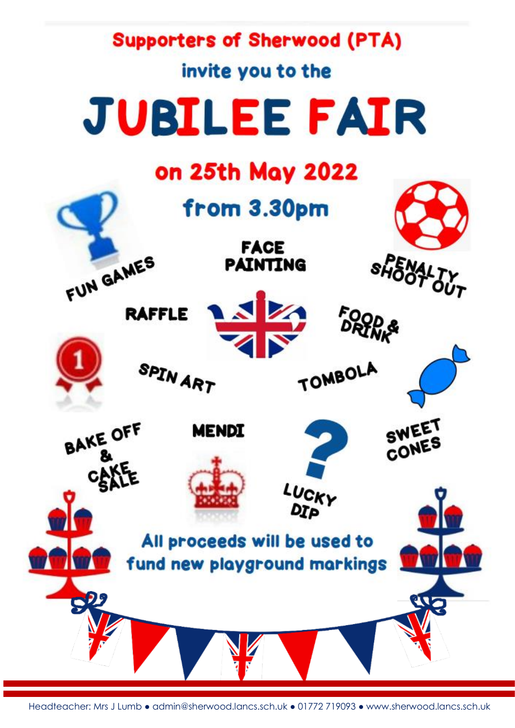Supporters of Sherwood (PTA)

invite you to the

# JUBILEE FAIR

## on 25th May 2022

## from 3.30pm

FUN GAMES

FACE PAINTING

PENALTY SHOOT OUT

RAFFLE

FOOD & DRINK

SPIN ART

TOMBOLA

BAKE OFF & CAKE SALE

MENDI

LUCKY DIP

SWEET CONES

**All proceeds will be used to fund new playground markings**

Headteacher: Mrs J Lumb • admin@sherwood.lancs.sch.uk • 01772 719093 • www.sherwood.lancs.sch.uk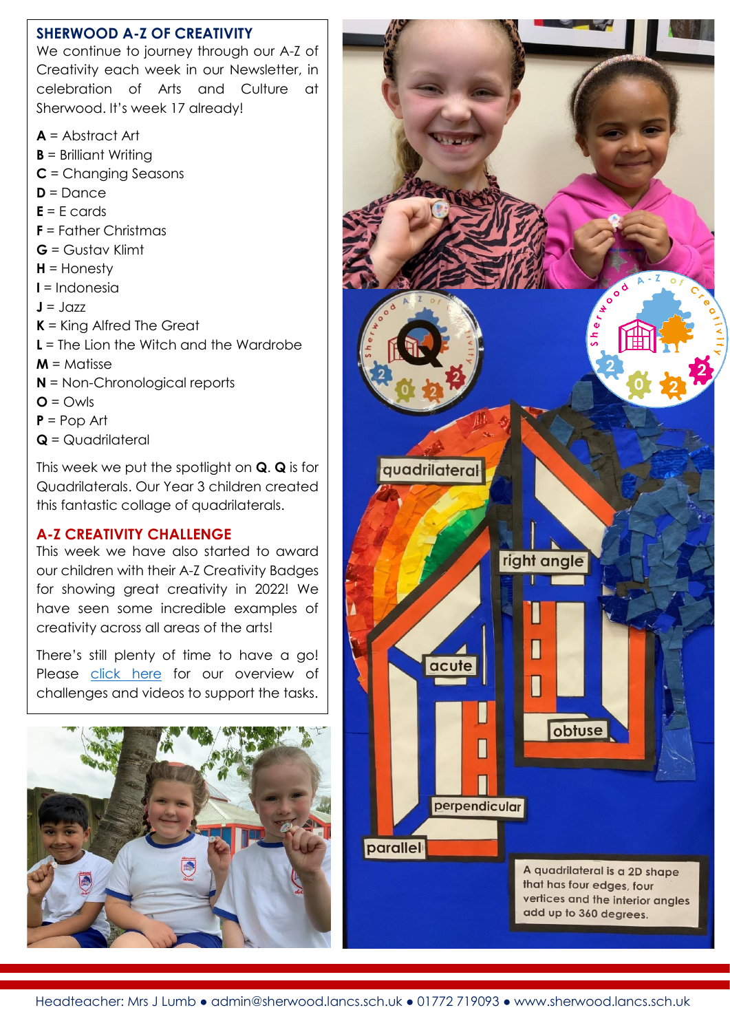## SHERWOOD A-Z OF CREATIVITY

We continue to journey through our A-Z of Creativity each week in our Newsletter, in celebration of Arts and Culture at Sherwood. It's week 17 already!

**A** = Abstract Art
**B** = Brilliant Writing
**C** = Changing Seasons
**D** = Dance
**E** = E cards
**F** = Father Christmas
**G** = Gustav Klimt
**H** = Honesty
**I** = Indonesia
**J** = Jazz
**K** = King Alfred The Great
**L** = The Lion the Witch and the Wardrobe
**M** = Matisse
**N** = Non-Chronological reports
**O** = Owls
**P** = Pop Art
**Q** = Quadrilateral

This week we put the spotlight on **Q**. **Q** is for Quadrilaterals. Our Year 3 children created this fantastic collage of quadrilaterals.

## A-Z CREATIVITY CHALLENGE

This week we have also started to award our children with their A-Z Creativity Badges for showing great creativity in 2022! We have seen some incredible examples of creativity across all areas of the arts!

There's still plenty of time to have a go! Please click here for our overview of challenges and videos to support the tasks.

quadrilateral

right angle

acute

obtuse

perpendicular

parallel

A quadrilateral is a 2D shape that has four edges, four vertices and the interior angles add up to 360 degrees.